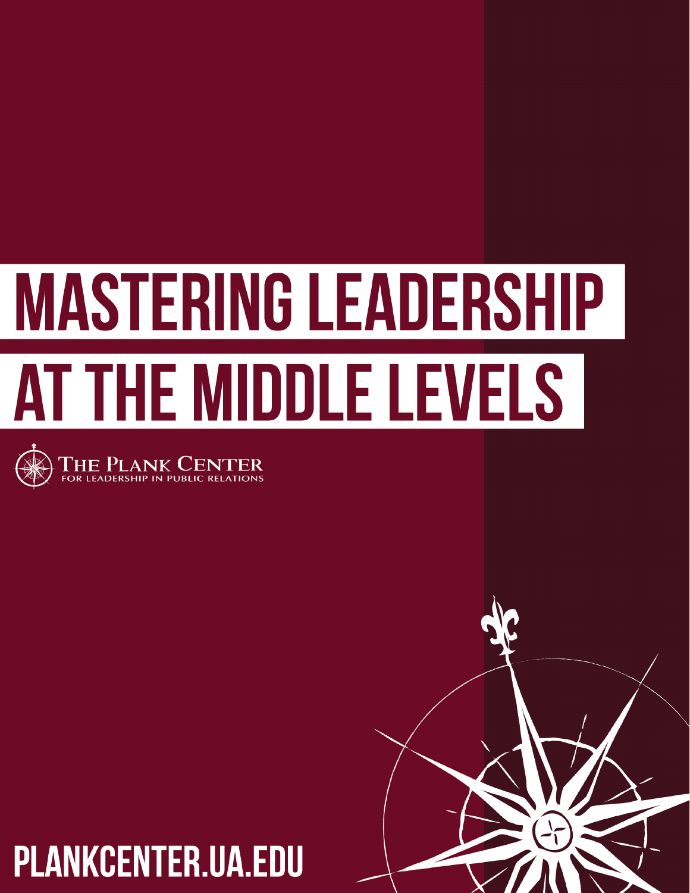# MASTERING LEADERSHIP AT THE MIDDLE LEVELS

THE PLANK CENTER
FOR LEADERSHIP IN PUBLIC RELATIONS

PLANKCENTER.UA.EDU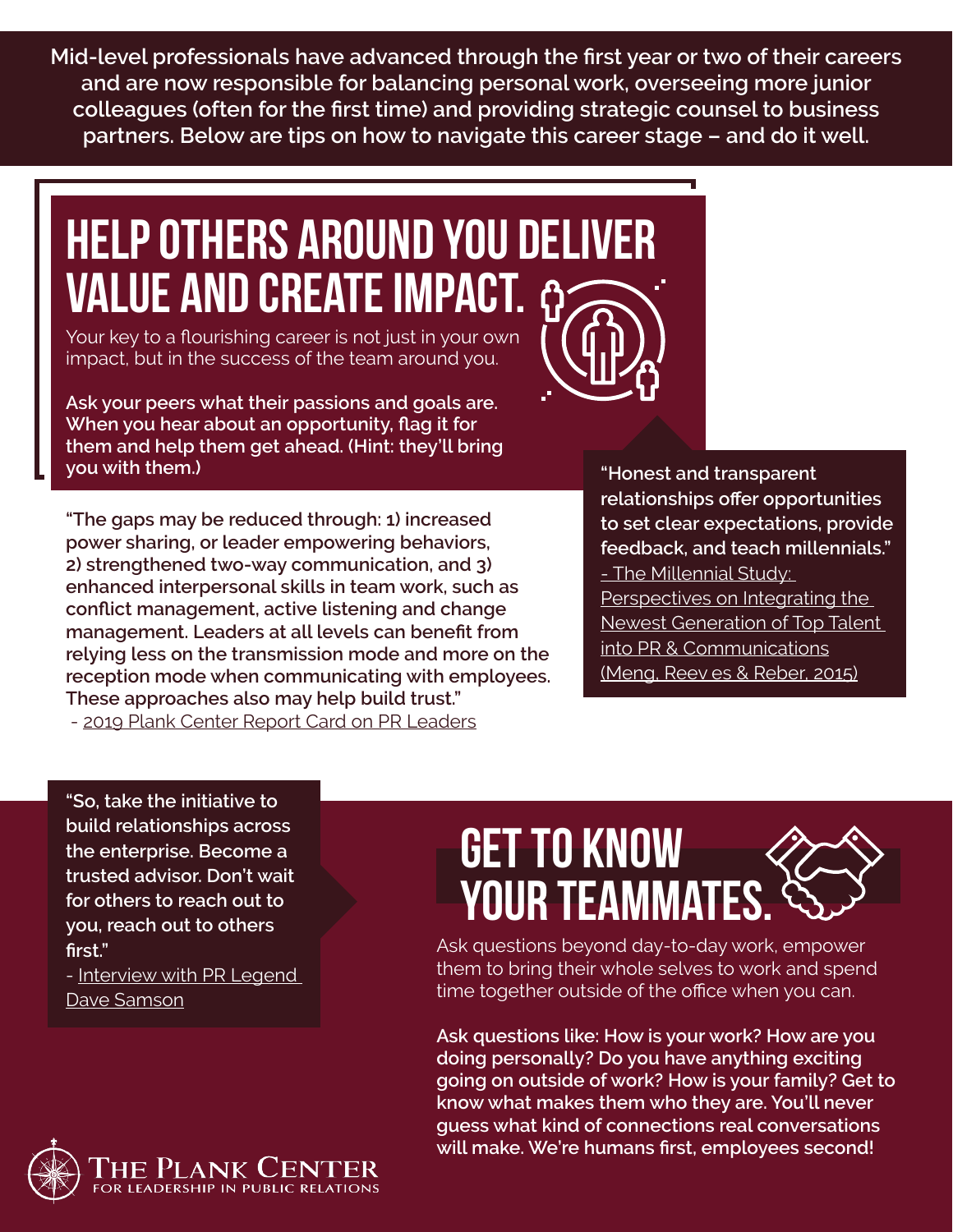**Mid-level professionals have advanced through the first year or two of their careers and are now responsible for balancing personal work, overseeing more junior colleagues (often for the first time) and providing strategic counsel to business partners. Below are tips on how to navigate this career stage – and do it well.**

# HELP OTHERS AROUND YOU DELIVER VALUE AND CREATE IMPACT.

Your key to a flourishing career is not just in your own impact, but in the success of the team around you.

**Ask your peers what their passions and goals are. When you hear about an opportunity, flag it for them and help them get ahead. (Hint: they'll bring you with them.)**

**"The gaps may be reduced through: 1) increased power sharing, or leader empowering behaviors, 2) strengthened two-way communication, and 3) enhanced interpersonal skills in team work, such as conflict management, active listening and change management. Leaders at all levels can benefit from relying less on the transmission mode and more on the reception mode when communicating with employees. These approaches also may help build trust."**

- 2019 Plank Center Report Card on PR Leaders

**"Honest and transparent relationships offer opportunities to set clear expectations, provide feedback, and teach millennials."**

- The Millennial Study: Perspectives on Integrating the Newest Generation of Top Talent into PR & Communications (Meng, Reeves & Reber, 2015)

**"So, take the initiative to build relationships across the enterprise. Become a trusted advisor. Don't wait for others to reach out to you, reach out to others first."**

- Interview with PR Legend Dave Samson

# GET TO KNOW YOUR TEAMMATES.

Ask questions beyond day-to-day work, empower them to bring their whole selves to work and spend time together outside of the office when you can.

**Ask questions like: How is your work? How are you doing personally? Do you have anything exciting going on outside of work? How is your family? Get to know what makes them who they are. You'll never guess what kind of connections real conversations will make. We're humans first, employees second!**

THE PLANK CENTER FOR LEADERSHIP IN PUBLIC RELATIONS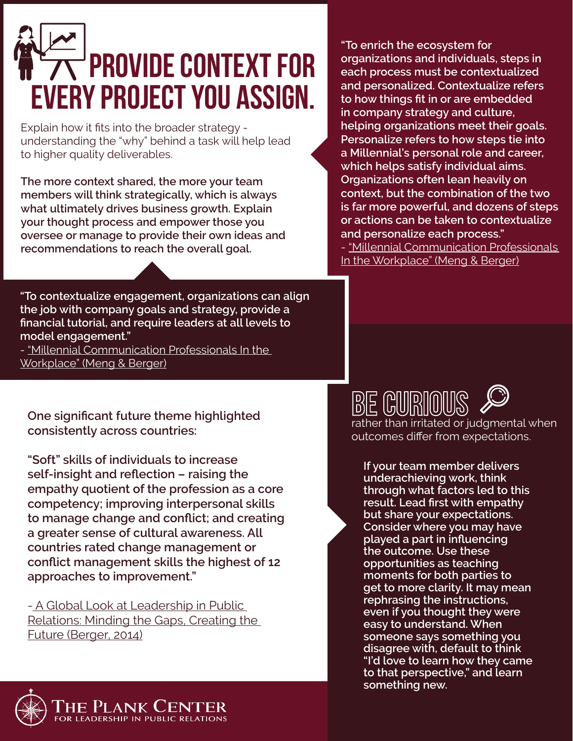# PROVIDE CONTEXT FOR EVERY PROJECT YOU ASSIGN.

Explain how it fits into the broader strategy - understanding the "why" behind a task will help lead to higher quality deliverables.

**The more context shared, the more your team members will think strategically, which is always what ultimately drives business growth. Explain your thought process and empower those you oversee or manage to provide their own ideas and recommendations to reach the overall goal.**

**"To contextualize engagement, organizations can align the job with company goals and strategy, provide a financial tutorial, and require leaders at all levels to model engagement."**

- "Millennial Communication Professionals In the Workplace" (Meng & Berger)

**"To enrich the ecosystem for organizations and individuals, steps in each process must be contextualized and personalized. Contextualize refers to how things fit in or are embedded in company strategy and culture, helping organizations meet their goals. Personalize refers to how steps tie into a Millennial's personal role and career, which helps satisfy individual aims. Organizations often lean heavily on context, but the combination of the two is far more powerful, and dozens of steps or actions can be taken to contextualize and personalize each process."**

- "Millennial Communication Professionals In the Workplace" (Meng & Berger)

**One significant future theme highlighted consistently across countries:**

**"Soft" skills of individuals to increase self-insight and reflection – raising the empathy quotient of the profession as a core competency; improving interpersonal skills to manage change and conflict; and creating a greater sense of cultural awareness. All countries rated change management or conflict management skills the highest of 12 approaches to improvement."**

- A Global Look at Leadership in Public Relations: Minding the Gaps, Creating the Future (Berger, 2014)

## BE CURIOUS

rather than irritated or judgmental when outcomes differ from expectations.

**If your team member delivers underachieving work, think through what factors led to this result. Lead first with empathy but share your expectations. Consider where you may have played a part in influencing the outcome. Use these opportunities as teaching moments for both parties to get to more clarity. It may mean rephrasing the instructions, even if you thought they were easy to understand. When someone says something you disagree with, default to think "I'd love to learn how they came to that perspective," and learn something new.**

THE PLANK CENTER FOR LEADERSHIP IN PUBLIC RELATIONS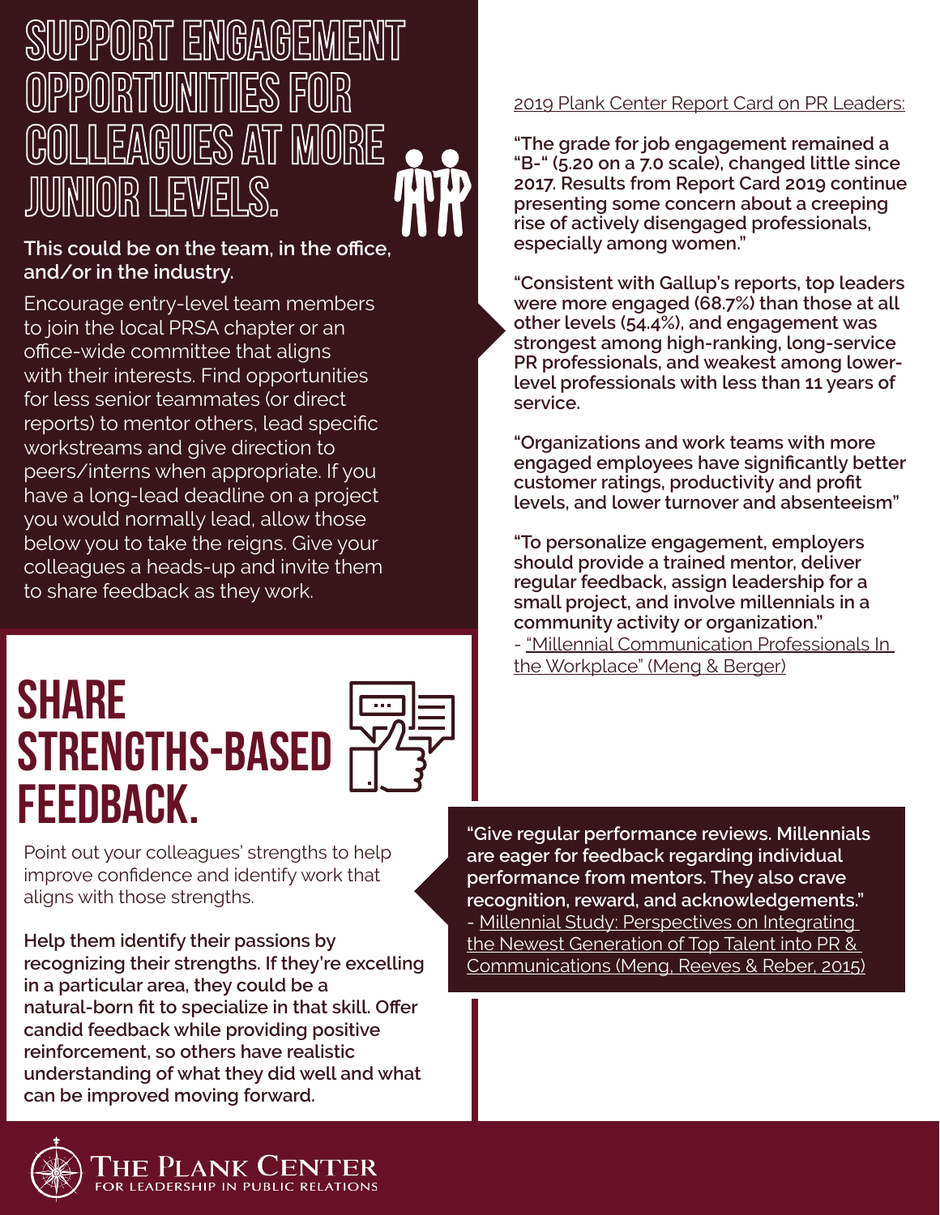# SUPPORT ENGAGEMENT OPPORTUNITIES FOR COLLEAGUES AT MORE JUNIOR LEVELS.

**This could be on the team, in the office, and/or in the industry.**

Encourage entry-level team members to join the local PRSA chapter or an office-wide committee that aligns with their interests. Find opportunities for less senior teammates (or direct reports) to mentor others, lead specific workstreams and give direction to peers/interns when appropriate. If you have a long-lead deadline on a project you would normally lead, allow those below you to take the reigns. Give your colleagues a heads-up and invite them to share feedback as they work.

2019 Plank Center Report Card on PR Leaders:

**"The grade for job engagement remained a "B-" (5.20 on a 7.0 scale), changed little since 2017. Results from Report Card 2019 continue presenting some concern about a creeping rise of actively disengaged professionals, especially among women."**

**"Consistent with Gallup's reports, top leaders were more engaged (68.7%) than those at all other levels (54.4%), and engagement was strongest among high-ranking, long-service PR professionals, and weakest among lower-level professionals with less than 11 years of service.**

**"Organizations and work teams with more engaged employees have significantly better customer ratings, productivity and profit levels, and lower turnover and absenteeism"**

**"To personalize engagement, employers should provide a trained mentor, deliver regular feedback, assign leadership for a small project, and involve millennials in a community activity or organization."**
- "Millennial Communication Professionals In the Workplace" (Meng & Berger)

# SHARE STRENGTHS-BASED FEEDBACK.

Point out your colleagues' strengths to help improve confidence and identify work that aligns with those strengths.

**Help them identify their passions by recognizing their strengths. If they're excelling in a particular area, they could be a natural-born fit to specialize in that skill. Offer candid feedback while providing positive reinforcement, so others have realistic understanding of what they did well and what can be improved moving forward.**

**"Give regular performance reviews. Millennials are eager for feedback regarding individual performance from mentors. They also crave recognition, reward, and acknowledgements."**
- Millennial Study: Perspectives on Integrating the Newest Generation of Top Talent into PR & Communications (Meng, Reeves & Reber, 2015)

THE PLANK CENTER FOR LEADERSHIP IN PUBLIC RELATIONS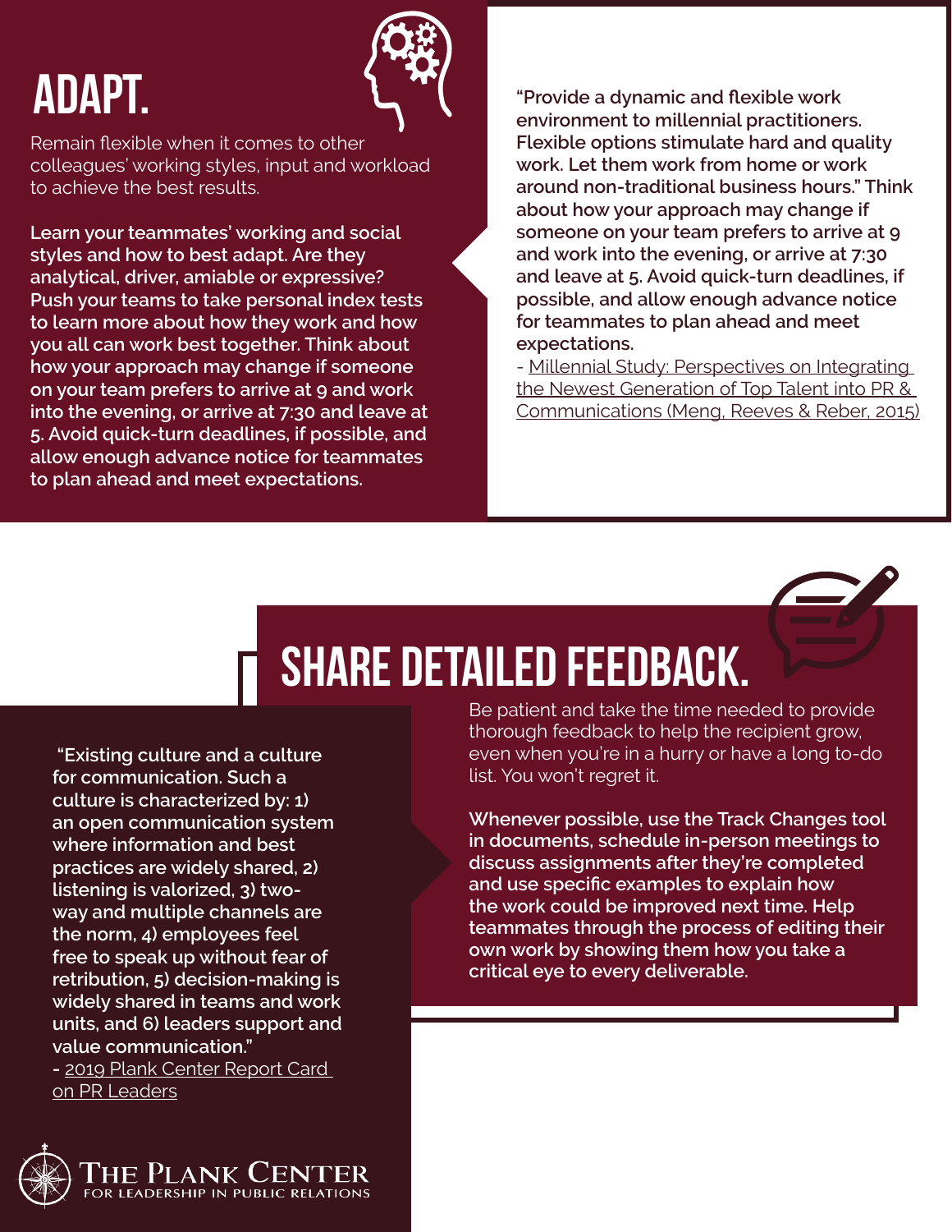# ADAPT.

Remain flexible when it comes to other colleagues' working styles, input and workload to achieve the best results.

**Learn your teammates' working and social styles and how to best adapt. Are they analytical, driver, amiable or expressive? Push your teams to take personal index tests to learn more about how they work and how you all can work best together. Think about how your approach may change if someone on your team prefers to arrive at 9 and work into the evening, or arrive at 7:30 and leave at 5. Avoid quick-turn deadlines, if possible, and allow enough advance notice for teammates to plan ahead and meet expectations.**

**"Provide a dynamic and flexible work environment to millennial practitioners. Flexible options stimulate hard and quality work. Let them work from home or work around non-traditional business hours." Think about how your approach may change if someone on your team prefers to arrive at 9 and work into the evening, or arrive at 7:30 and leave at 5. Avoid quick-turn deadlines, if possible, and allow enough advance notice for teammates to plan ahead and meet expectations.**

- Millennial Study: Perspectives on Integrating the Newest Generation of Top Talent into PR & Communications (Meng, Reeves & Reber, 2015)

# SHARE DETAILED FEEDBACK.

Be patient and take the time needed to provide thorough feedback to help the recipient grow, even when you're in a hurry or have a long to-do list. You won't regret it.

**Whenever possible, use the Track Changes tool in documents, schedule in-person meetings to discuss assignments after they're completed and use specific examples to explain how the work could be improved next time. Help teammates through the process of editing their own work by showing them how you take a critical eye to every deliverable.**

**"Existing culture and a culture for communication. Such a culture is characterized by: 1) an open communication system where information and best practices are widely shared, 2) listening is valorized, 3) two-way and multiple channels are the norm, 4) employees feel free to speak up without fear of retribution, 5) decision-making is widely shared in teams and work units, and 6) leaders support and value communication."**

**-** 2019 Plank Center Report Card on PR Leaders

THE PLANK CENTER FOR LEADERSHIP IN PUBLIC RELATIONS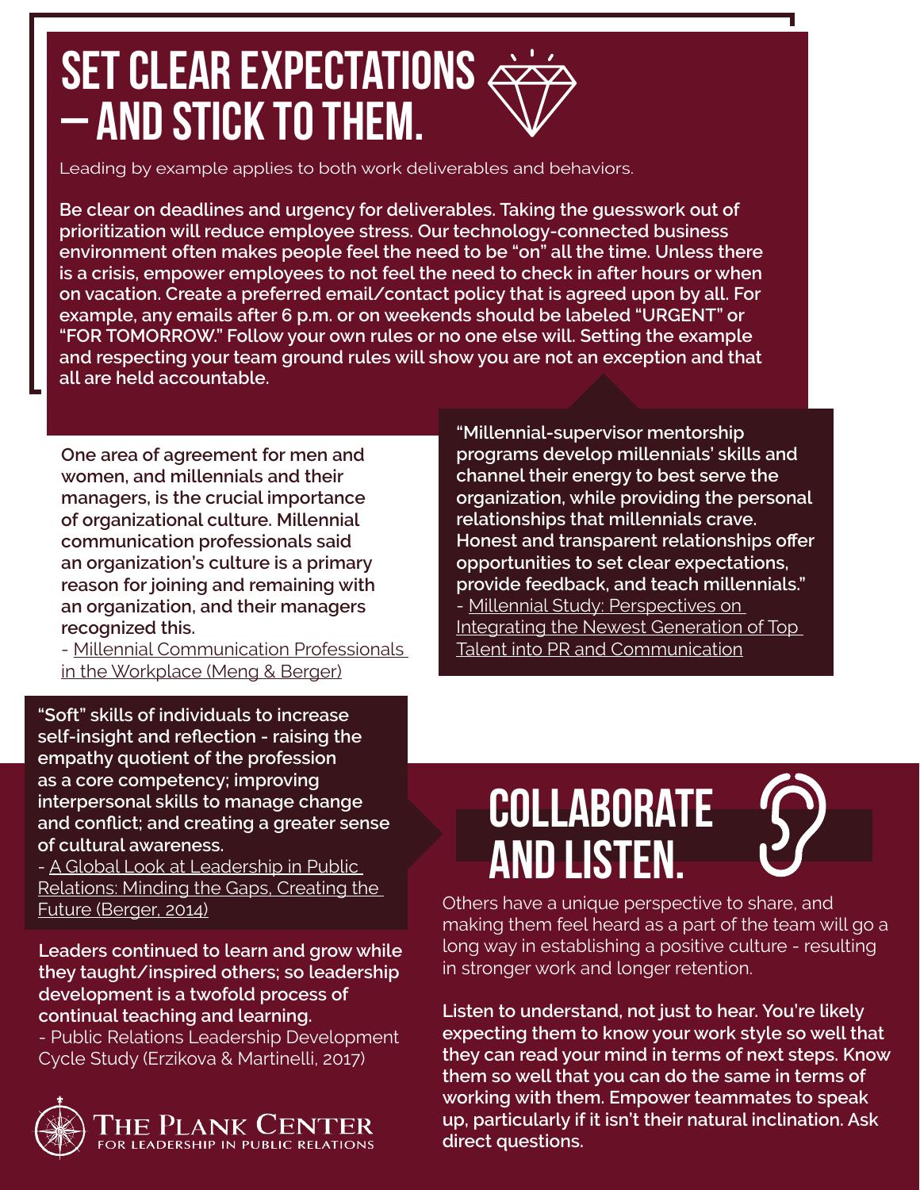# SET CLEAR EXPECTATIONS – AND STICK TO THEM.

Leading by example applies to both work deliverables and behaviors.

**Be clear on deadlines and urgency for deliverables. Taking the guesswork out of prioritization will reduce employee stress. Our technology-connected business environment often makes people feel the need to be "on" all the time. Unless there is a crisis, empower employees to not feel the need to check in after hours or when on vacation. Create a preferred email/contact policy that is agreed upon by all. For example, any emails after 6 p.m. or on weekends should be labeled "URGENT" or "FOR TOMORROW." Follow your own rules or no one else will. Setting the example and respecting your team ground rules will show you are not an exception and that all are held accountable.**

**One area of agreement for men and women, and millennials and their managers, is the crucial importance of organizational culture. Millennial communication professionals said an organization's culture is a primary reason for joining and remaining with an organization, and their managers recognized this.**

- Millennial Communication Professionals in the Workplace (Meng & Berger)

**"Millennial-supervisor mentorship programs develop millennials' skills and channel their energy to best serve the organization, while providing the personal relationships that millennials crave. Honest and transparent relationships offer opportunities to set clear expectations, provide feedback, and teach millennials."**

- Millennial Study: Perspectives on Integrating the Newest Generation of Top Talent into PR and Communication

**"Soft" skills of individuals to increase self-insight and reflection - raising the empathy quotient of the profession as a core competency; improving interpersonal skills to manage change and conflict; and creating a greater sense of cultural awareness.**

- A Global Look at Leadership in Public Relations: Minding the Gaps, Creating the Future (Berger, 2014)

**Leaders continued to learn and grow while they taught/inspired others; so leadership development is a twofold process of continual teaching and learning.**

- Public Relations Leadership Development Cycle Study (Erzikova & Martinelli, 2017)

# COLLABORATE AND LISTEN.

Others have a unique perspective to share, and making them feel heard as a part of the team will go a long way in establishing a positive culture - resulting in stronger work and longer retention.

**Listen to understand, not just to hear. You're likely expecting them to know your work style so well that they can read your mind in terms of next steps. Know them so well that you can do the same in terms of working with them. Empower teammates to speak up, particularly if it isn't their natural inclination. Ask direct questions.**

THE PLANK CENTER FOR LEADERSHIP IN PUBLIC RELATIONS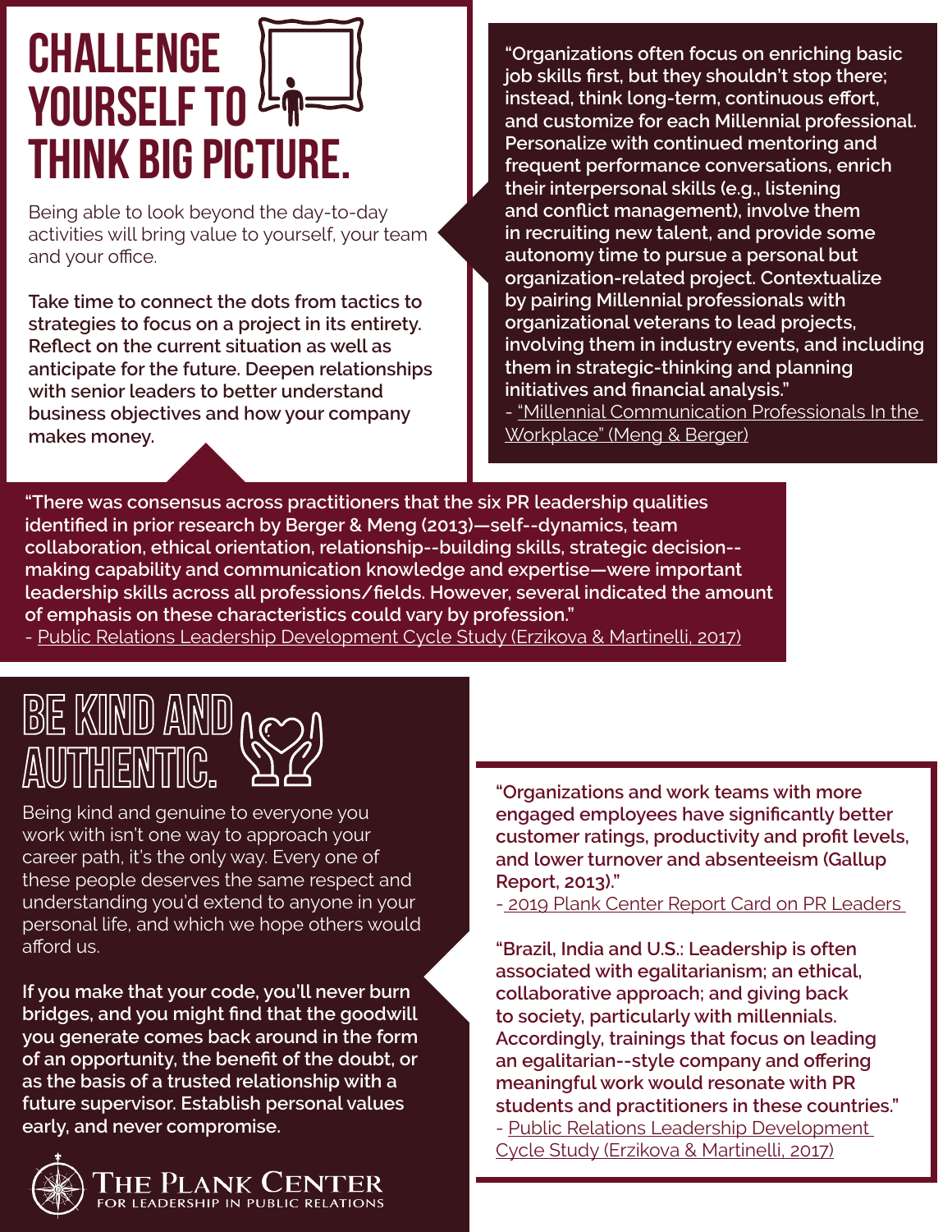# CHALLENGE YOURSELF TO THINK BIG PICTURE.

Being able to look beyond the day-to-day activities will bring value to yourself, your team and your office.

**Take time to connect the dots from tactics to strategies to focus on a project in its entirety. Reflect on the current situation as well as anticipate for the future. Deepen relationships with senior leaders to better understand business objectives and how your company makes money.**

**"Organizations often focus on enriching basic job skills first, but they shouldn't stop there; instead, think long-term, continuous effort, and customize for each Millennial professional. Personalize with continued mentoring and frequent performance conversations, enrich their interpersonal skills (e.g., listening and conflict management), involve them in recruiting new talent, and provide some autonomy time to pursue a personal but organization-related project. Contextualize by pairing Millennial professionals with organizational veterans to lead projects, involving them in industry events, and including them in strategic-thinking and planning initiatives and financial analysis."**
- "Millennial Communication Professionals In the Workplace" (Meng & Berger)

**"There was consensus across practitioners that the six PR leadership qualities identified in prior research by Berger & Meng (2013)—self--dynamics, team collaboration, ethical orientation, relationship--building skills, strategic decision--making capability and communication knowledge and expertise—were important leadership skills across all professions/fields. However, several indicated the amount of emphasis on these characteristics could vary by profession."**
- Public Relations Leadership Development Cycle Study (Erzikova & Martinelli, 2017)

# BE KIND AND AUTHENTIC.

Being kind and genuine to everyone you work with isn't one way to approach your career path, it's the only way. Every one of these people deserves the same respect and understanding you'd extend to anyone in your personal life, and which we hope others would afford us.

**If you make that your code, you'll never burn bridges, and you might find that the goodwill you generate comes back around in the form of an opportunity, the benefit of the doubt, or as the basis of a trusted relationship with a future supervisor. Establish personal values early, and never compromise.**

**"Organizations and work teams with more engaged employees have significantly better customer ratings, productivity and profit levels, and lower turnover and absenteeism (Gallup Report, 2013)."**
- 2019 Plank Center Report Card on PR Leaders

**"Brazil, India and U.S.: Leadership is often associated with egalitarianism; an ethical, collaborative approach; and giving back to society, particularly with millennials. Accordingly, trainings that focus on leading an egalitarian--style company and offering meaningful work would resonate with PR students and practitioners in these countries."**
- Public Relations Leadership Development Cycle Study (Erzikova & Martinelli, 2017)

THE PLANK CENTER FOR LEADERSHIP IN PUBLIC RELATIONS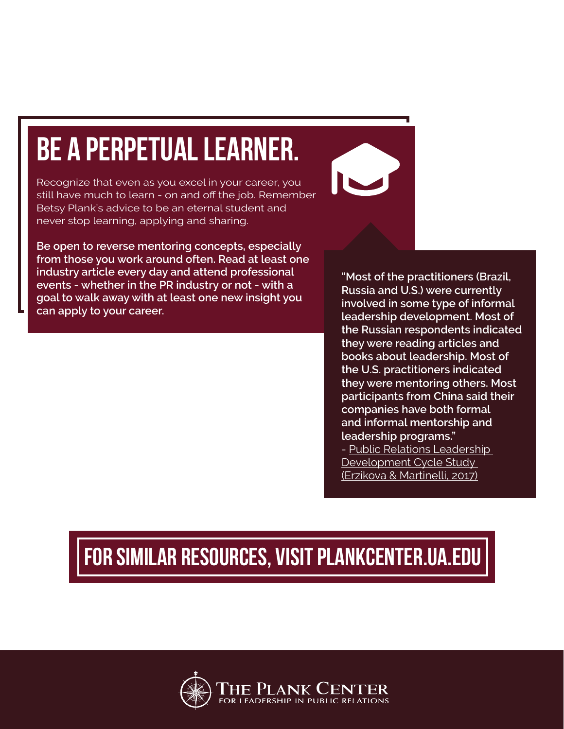# BE A PERPETUAL LEARNER.

Recognize that even as you excel in your career, you still have much to learn - on and off the job. Remember Betsy Plank's advice to be an eternal student and never stop learning, applying and sharing.

**Be open to reverse mentoring concepts, especially from those you work around often. Read at least one industry article every day and attend professional events - whether in the PR industry or not - with a goal to walk away with at least one new insight you can apply to your career.**

**"Most of the practitioners (Brazil, Russia and U.S.) were currently involved in some type of informal leadership development. Most of the Russian respondents indicated they were reading articles and books about leadership. Most of the U.S. practitioners indicated they were mentoring others. Most participants from China said their companies have both formal and informal mentorship and leadership programs."**

\- Public Relations Leadership Development Cycle Study (Erzikova & Martinelli, 2017)

## FOR SIMILAR RESOURCES, VISIT PLANKCENTER.UA.EDU

THE PLANK CENTER FOR LEADERSHIP IN PUBLIC RELATIONS